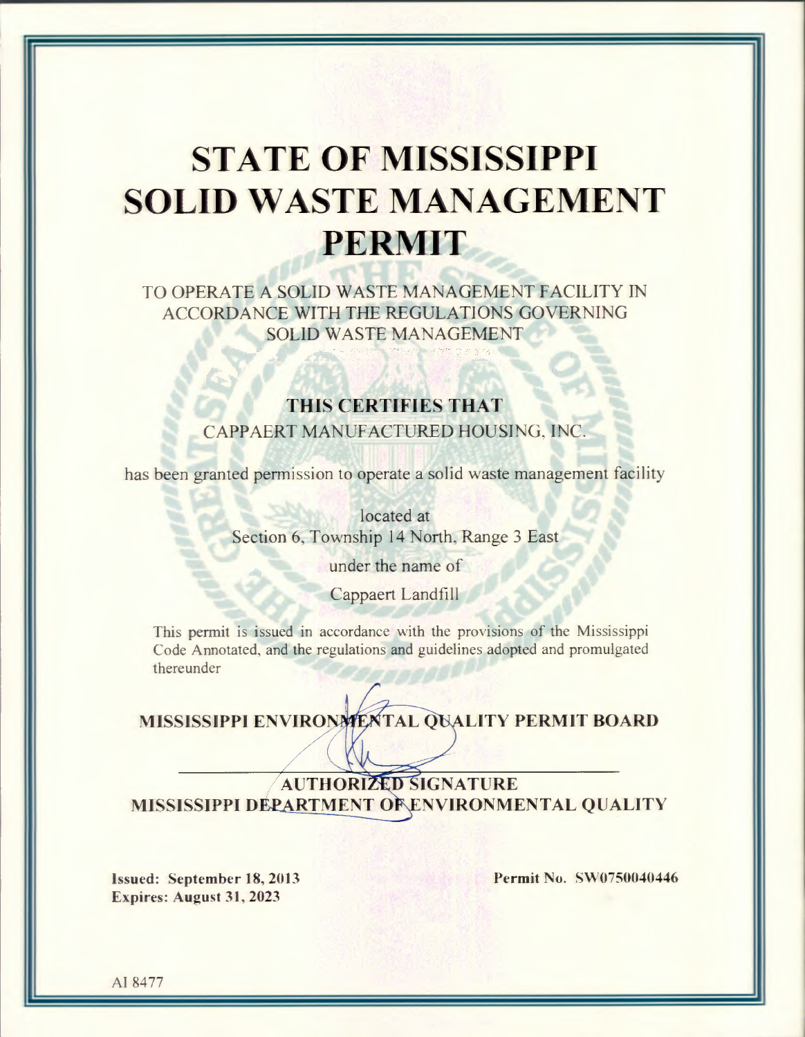# STATE OF MISSISSIPPI SOLID WASTE MANAGEMENT PERMIT

TO OPERATE A SOLID WASTE MANAGEMENT FACILITY IN ACCORDANCE WITH THE REGULATIONS GOVERNING SOLID WASTE MANAGEMENT

**THIS CERTIFIES THAT**

CAPPAERT MANUFACTURED HOUSING, INC.

has been granted permission to operate a solid waste management facility

located at

Section 6, Township 14 North, Range 3 East

under the name of

Cappaert Landfill

This permit is issued in accordance with the provisions of the Mississippi Code Annotated, and the regulations and guidelines adopted and promulgated thereunder

**MISSISSIPPI ENVIRONMENTAL QUALITY PERMIT BOARD**

**AUTHORIZED SIGNATURE**

**MISSISSIPPI DEPARTMENT OF ENVIRONMENTAL QUALITY**

**Issued: September 18, 2013**
**Expires: August 31, 2023**

**Permit No. SW0750040446**

AI 8477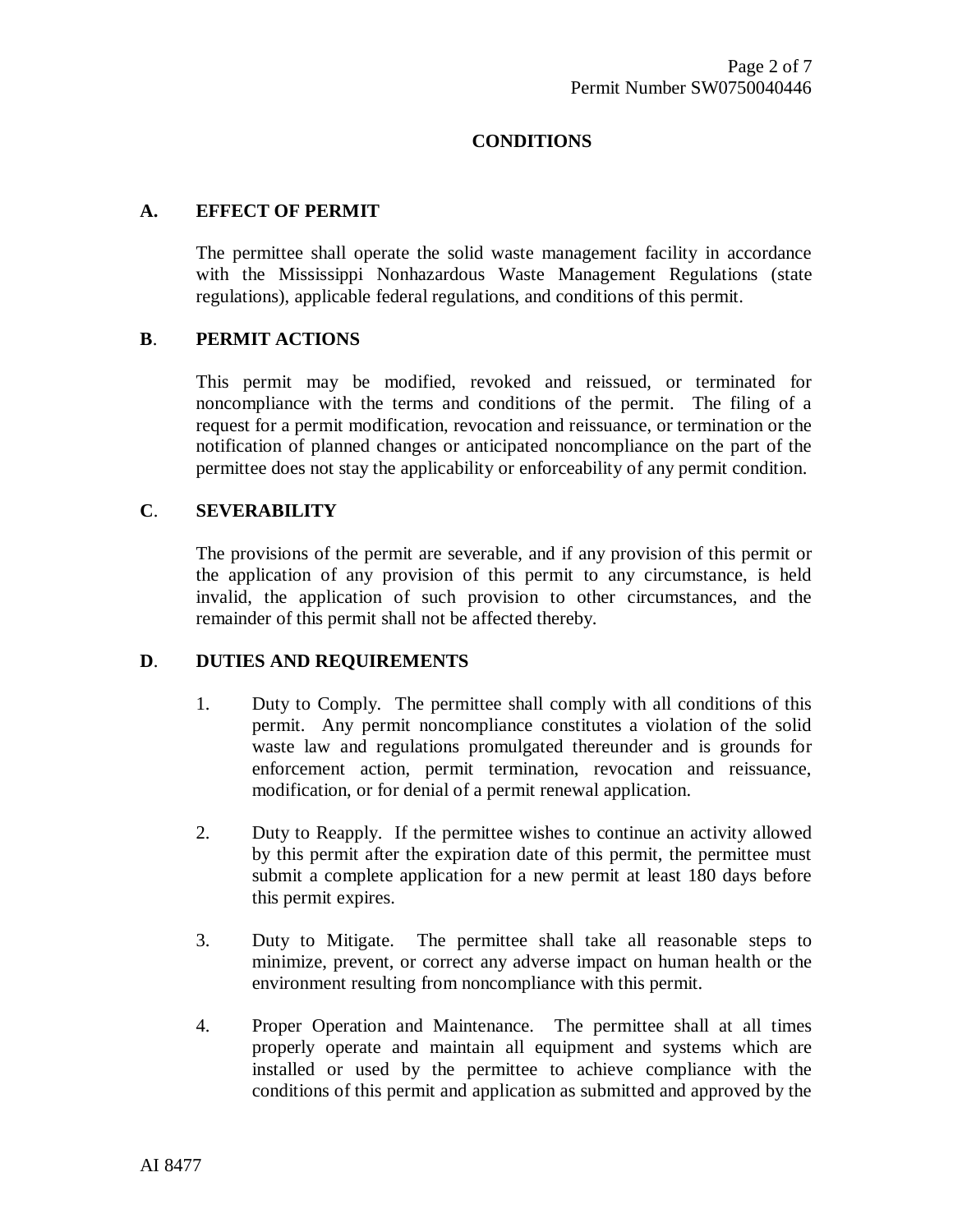## CONDITIONS

### A. EFFECT OF PERMIT

The permittee shall operate the solid waste management facility in accordance with the Mississippi Nonhazardous Waste Management Regulations (state regulations), applicable federal regulations, and conditions of this permit.

### B. PERMIT ACTIONS

This permit may be modified, revoked and reissued, or terminated for noncompliance with the terms and conditions of the permit. The filing of a request for a permit modification, revocation and reissuance, or termination or the notification of planned changes or anticipated noncompliance on the part of the permittee does not stay the applicability or enforceability of any permit condition.

### C. SEVERABILITY

The provisions of the permit are severable, and if any provision of this permit or the application of any provision of this permit to any circumstance, is held invalid, the application of such provision to other circumstances, and the remainder of this permit shall not be affected thereby.

### D. DUTIES AND REQUIREMENTS

1. Duty to Comply. The permittee shall comply with all conditions of this permit. Any permit noncompliance constitutes a violation of the solid waste law and regulations promulgated thereunder and is grounds for enforcement action, permit termination, revocation and reissuance, modification, or for denial of a permit renewal application.

2. Duty to Reapply. If the permittee wishes to continue an activity allowed by this permit after the expiration date of this permit, the permittee must submit a complete application for a new permit at least 180 days before this permit expires.

3. Duty to Mitigate. The permittee shall take all reasonable steps to minimize, prevent, or correct any adverse impact on human health or the environment resulting from noncompliance with this permit.

4. Proper Operation and Maintenance. The permittee shall at all times properly operate and maintain all equipment and systems which are installed or used by the permittee to achieve compliance with the conditions of this permit and application as submitted and approved by the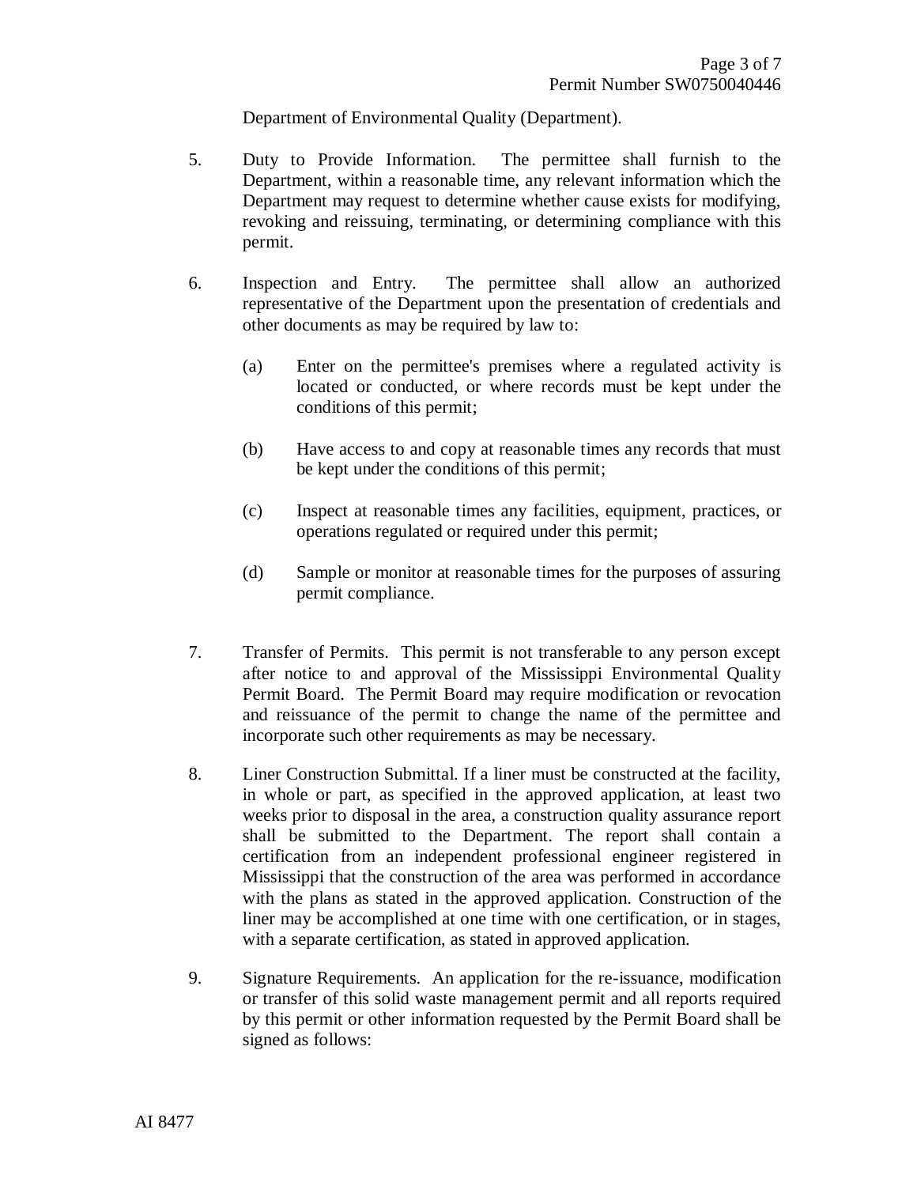Department of Environmental Quality (Department).

5. Duty to Provide Information. The permittee shall furnish to the Department, within a reasonable time, any relevant information which the Department may request to determine whether cause exists for modifying, revoking and reissuing, terminating, or determining compliance with this permit.

6. Inspection and Entry. The permittee shall allow an authorized representative of the Department upon the presentation of credentials and other documents as may be required by law to:

   (a) Enter on the permittee's premises where a regulated activity is located or conducted, or where records must be kept under the conditions of this permit;

   (b) Have access to and copy at reasonable times any records that must be kept under the conditions of this permit;

   (c) Inspect at reasonable times any facilities, equipment, practices, or operations regulated or required under this permit;

   (d) Sample or monitor at reasonable times for the purposes of assuring permit compliance.

7. Transfer of Permits. This permit is not transferable to any person except after notice to and approval of the Mississippi Environmental Quality Permit Board. The Permit Board may require modification or revocation and reissuance of the permit to change the name of the permittee and incorporate such other requirements as may be necessary.

8. Liner Construction Submittal. If a liner must be constructed at the facility, in whole or part, as specified in the approved application, at least two weeks prior to disposal in the area, a construction quality assurance report shall be submitted to the Department. The report shall contain a certification from an independent professional engineer registered in Mississippi that the construction of the area was performed in accordance with the plans as stated in the approved application. Construction of the liner may be accomplished at one time with one certification, or in stages, with a separate certification, as stated in approved application.

9. Signature Requirements. An application for the re-issuance, modification or transfer of this solid waste management permit and all reports required by this permit or other information requested by the Permit Board shall be signed as follows: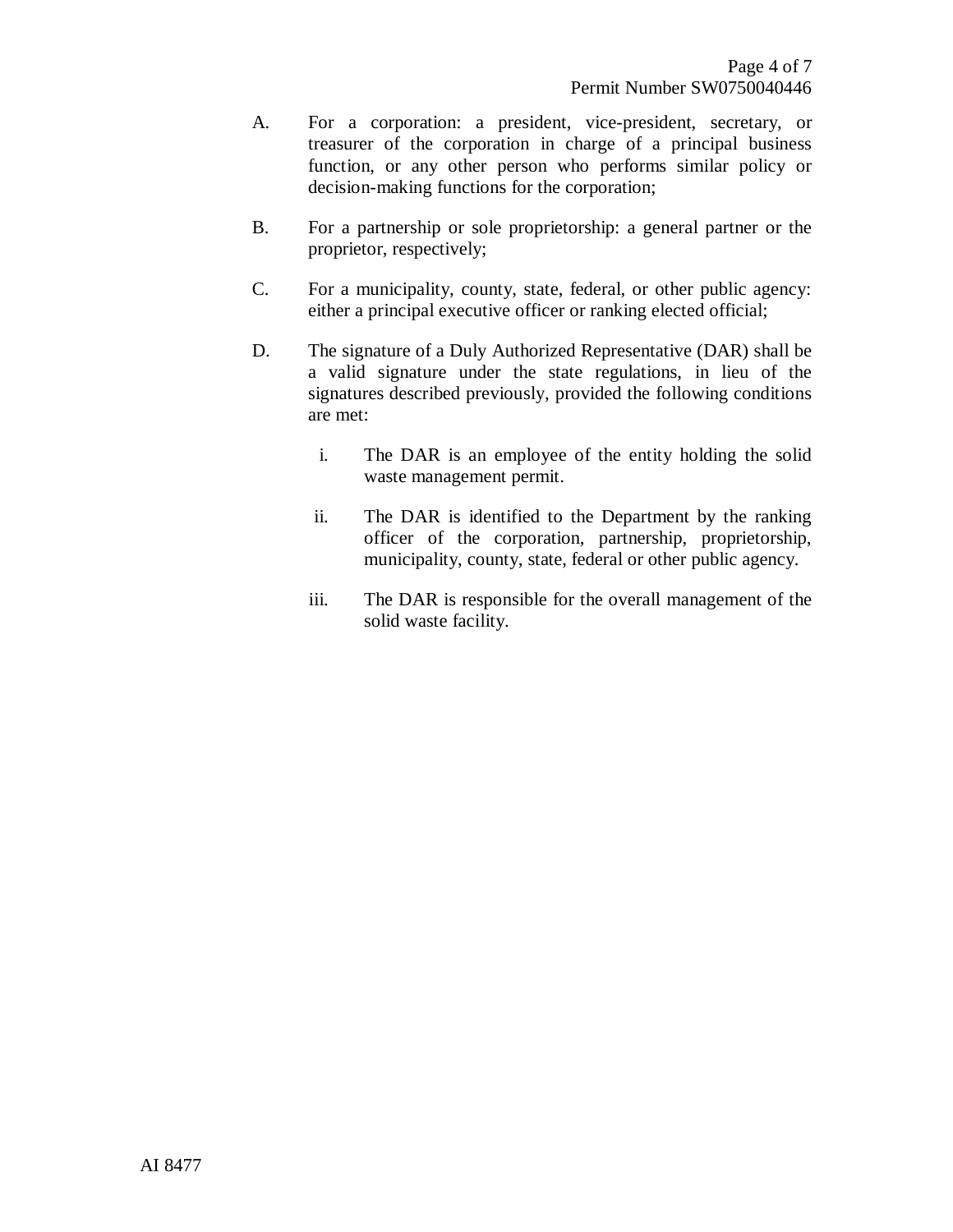A. For a corporation: a president, vice-president, secretary, or treasurer of the corporation in charge of a principal business function, or any other person who performs similar policy or decision-making functions for the corporation;

B. For a partnership or sole proprietorship: a general partner or the proprietor, respectively;

C. For a municipality, county, state, federal, or other public agency: either a principal executive officer or ranking elected official;

D. The signature of a Duly Authorized Representative (DAR) shall be a valid signature under the state regulations, in lieu of the signatures described previously, provided the following conditions are met:

   i. The DAR is an employee of the entity holding the solid waste management permit.

   ii. The DAR is identified to the Department by the ranking officer of the corporation, partnership, proprietorship, municipality, county, state, federal or other public agency.

   iii. The DAR is responsible for the overall management of the solid waste facility.

AI 8477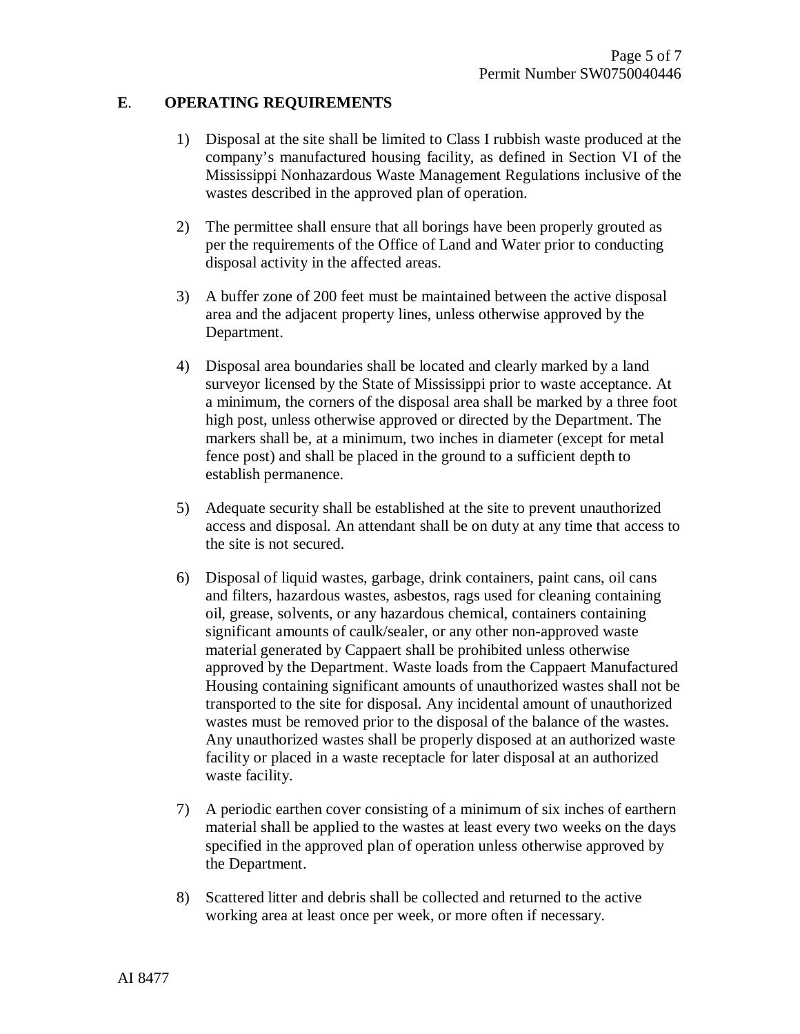## E. OPERATING REQUIREMENTS

1) Disposal at the site shall be limited to Class I rubbish waste produced at the company's manufactured housing facility, as defined in Section VI of the Mississippi Nonhazardous Waste Management Regulations inclusive of the wastes described in the approved plan of operation.

2) The permittee shall ensure that all borings have been properly grouted as per the requirements of the Office of Land and Water prior to conducting disposal activity in the affected areas.

3) A buffer zone of 200 feet must be maintained between the active disposal area and the adjacent property lines, unless otherwise approved by the Department.

4) Disposal area boundaries shall be located and clearly marked by a land surveyor licensed by the State of Mississippi prior to waste acceptance. At a minimum, the corners of the disposal area shall be marked by a three foot high post, unless otherwise approved or directed by the Department. The markers shall be, at a minimum, two inches in diameter (except for metal fence post) and shall be placed in the ground to a sufficient depth to establish permanence.

5) Adequate security shall be established at the site to prevent unauthorized access and disposal. An attendant shall be on duty at any time that access to the site is not secured.

6) Disposal of liquid wastes, garbage, drink containers, paint cans, oil cans and filters, hazardous wastes, asbestos, rags used for cleaning containing oil, grease, solvents, or any hazardous chemical, containers containing significant amounts of caulk/sealer, or any other non-approved waste material generated by Cappaert shall be prohibited unless otherwise approved by the Department. Waste loads from the Cappaert Manufactured Housing containing significant amounts of unauthorized wastes shall not be transported to the site for disposal. Any incidental amount of unauthorized wastes must be removed prior to the disposal of the balance of the wastes. Any unauthorized wastes shall be properly disposed at an authorized waste facility or placed in a waste receptacle for later disposal at an authorized waste facility.

7) A periodic earthen cover consisting of a minimum of six inches of earthern material shall be applied to the wastes at least every two weeks on the days specified in the approved plan of operation unless otherwise approved by the Department.

8) Scattered litter and debris shall be collected and returned to the active working area at least once per week, or more often if necessary.

AI 8477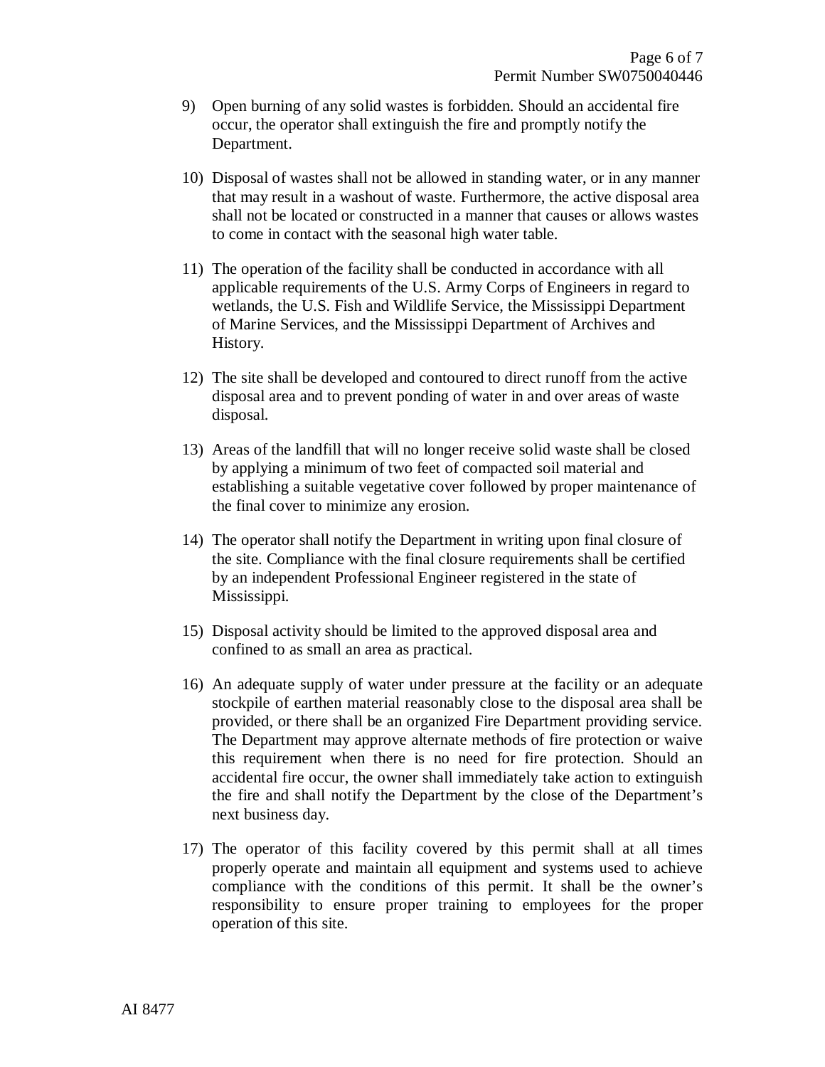9) Open burning of any solid wastes is forbidden. Should an accidental fire occur, the operator shall extinguish the fire and promptly notify the Department.

10) Disposal of wastes shall not be allowed in standing water, or in any manner that may result in a washout of waste. Furthermore, the active disposal area shall not be located or constructed in a manner that causes or allows wastes to come in contact with the seasonal high water table.

11) The operation of the facility shall be conducted in accordance with all applicable requirements of the U.S. Army Corps of Engineers in regard to wetlands, the U.S. Fish and Wildlife Service, the Mississippi Department of Marine Services, and the Mississippi Department of Archives and History.

12) The site shall be developed and contoured to direct runoff from the active disposal area and to prevent ponding of water in and over areas of waste disposal.

13) Areas of the landfill that will no longer receive solid waste shall be closed by applying a minimum of two feet of compacted soil material and establishing a suitable vegetative cover followed by proper maintenance of the final cover to minimize any erosion.

14) The operator shall notify the Department in writing upon final closure of the site. Compliance with the final closure requirements shall be certified by an independent Professional Engineer registered in the state of Mississippi.

15) Disposal activity should be limited to the approved disposal area and confined to as small an area as practical.

16) An adequate supply of water under pressure at the facility or an adequate stockpile of earthen material reasonably close to the disposal area shall be provided, or there shall be an organized Fire Department providing service. The Department may approve alternate methods of fire protection or waive this requirement when there is no need for fire protection. Should an accidental fire occur, the owner shall immediately take action to extinguish the fire and shall notify the Department by the close of the Department's next business day.

17) The operator of this facility covered by this permit shall at all times properly operate and maintain all equipment and systems used to achieve compliance with the conditions of this permit. It shall be the owner's responsibility to ensure proper training to employees for the proper operation of this site.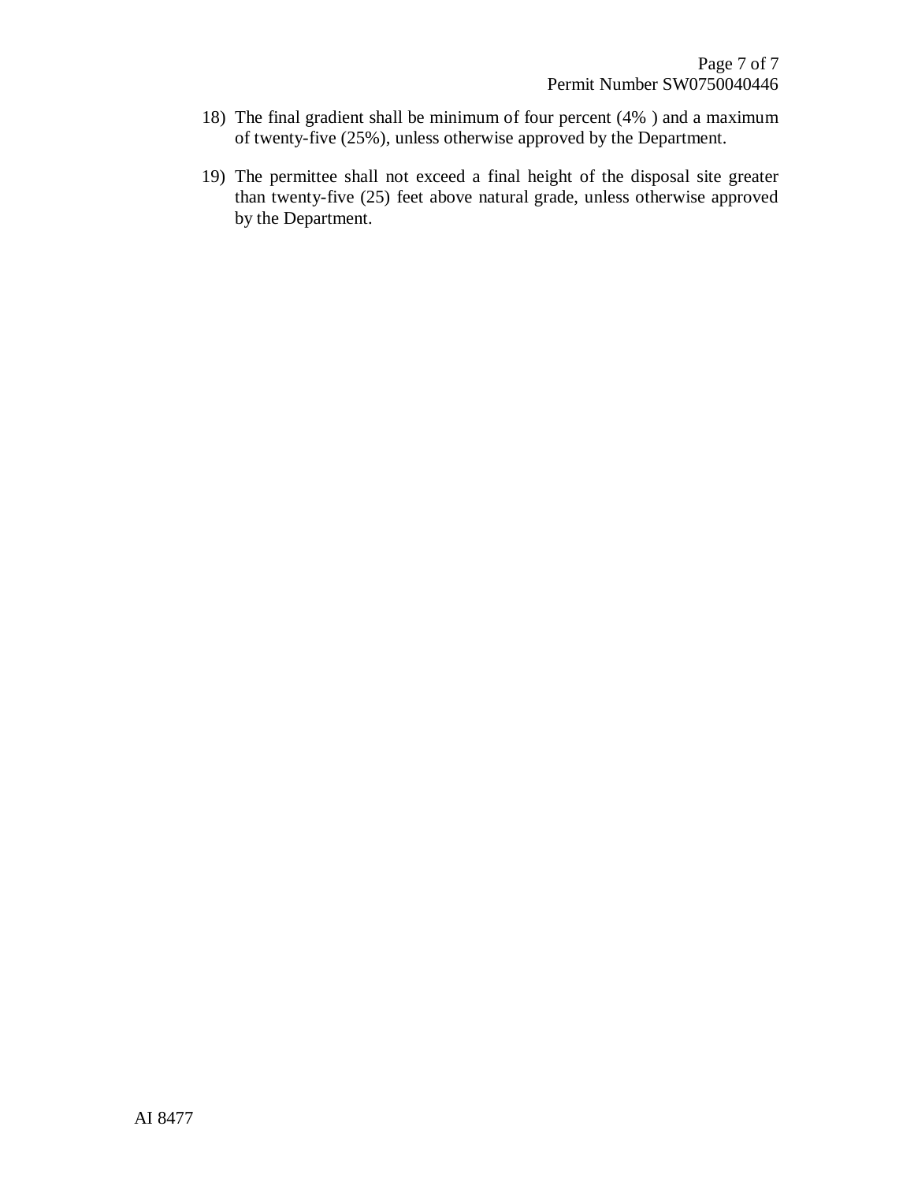18) The final gradient shall be minimum of four percent (4% ) and a maximum of twenty-five (25%), unless otherwise approved by the Department.

19) The permittee shall not exceed a final height of the disposal site greater than twenty-five (25) feet above natural grade, unless otherwise approved by the Department.